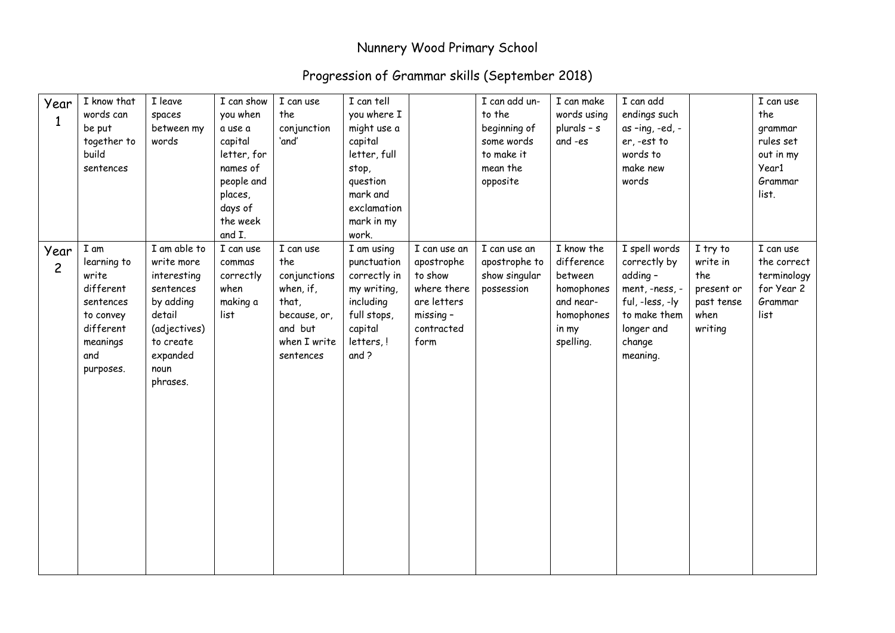# Nunnery Wood Primary School

## Progression of Grammar skills (September 2018)

| Year | | | | | | | | | | | | |
|---|---|---|---|---|---|---|---|---|---|---|---|---|
| Year 1 | I know that words can be put together to build sentences | I leave spaces between my words | I can show you when a use a capital letter, for names of people and places, days of the week and I. | I can use the conjunction 'and' | I can tell you where I might use a capital letter, full stop, question mark and exclamation mark in my work. | | I can add un- to the beginning of some words to make it mean the opposite | I can make words using plurals – s and -es | I can add endings such as -ing, -ed, -er, -est to words to make new words | | I can use the grammar rules set out in my Year1 Grammar list. |
| Year 2 | I am learning to write different sentences to convey different meanings and purposes. | I am able to write more interesting sentences by adding detail (adjectives) to create expanded noun phrases. | I can use commas correctly when making a list | I can use the conjunctions when, if, that, because, or, and but when I write sentences | I am using punctuation correctly in my writing, including full stops, capital letters, ! and ? | I can use an apostrophe to show where there are letters missing – contracted form | I can use an apostrophe to show singular possession | I know the difference between homophones and near-homophones in my spelling. | I spell words correctly by adding – ment, -ness, -ful, -less, -ly to make them longer and change meaning. | I try to write in the present or past tense when writing | I can use the correct terminology for Year 2 Grammar list |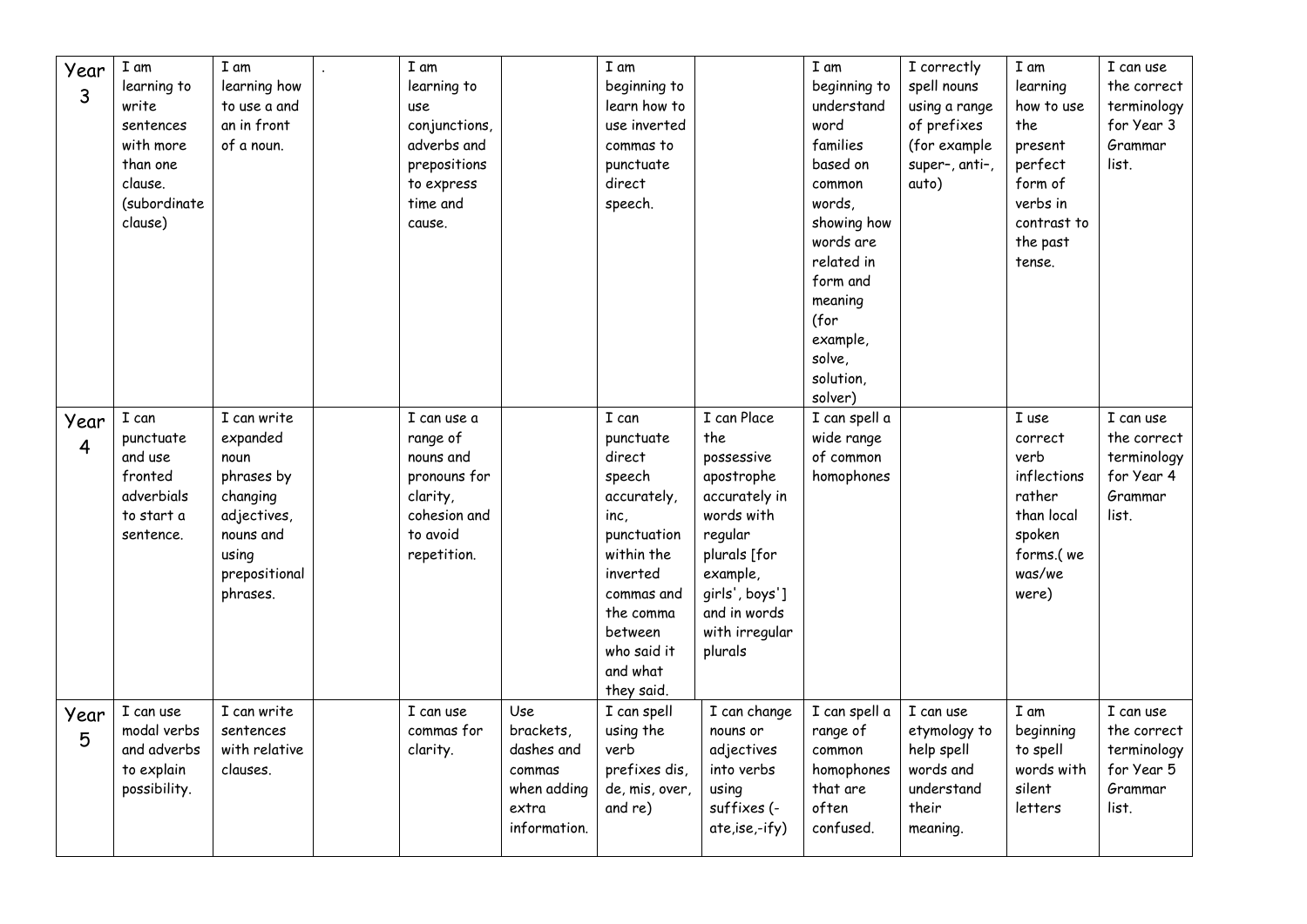| Year 3 | I am learning to write sentences with more than one clause. (subordinate clause) | I am learning how to use a and an in front of a noun. | . | I am learning to use conjunctions, adverbs and prepositions to express time and cause. | | I am beginning to learn how to use inverted commas to punctuate direct speech. | | I am beginning to understand word families based on common words, showing how words are related in form and meaning (for example, solve, solution, solver) | I correctly spell nouns using a range of prefixes (for example super–, anti–, auto) | I am learning how to use the present perfect form of verbs in contrast to the past tense. | I can use the correct terminology for Year 3 Grammar list. |
|---|---|---|---|---|---|---|---|---|---|---|---|
| Year 4 | I can punctuate and use fronted adverbials to start a sentence. | I can write expanded noun phrases by changing adjectives, nouns and using prepositional phrases. | | I can use a range of nouns and pronouns for clarity, cohesion and to avoid repetition. | | I can punctuate direct speech accurately, inc, punctuation within the inverted commas and the comma between who said it and what they said. | I can Place the possessive apostrophe accurately in words with regular plurals [for example, girls', boys'] and in words with irregular plurals | I can spell a wide range of common homophones | | I use correct verb inflections rather than local spoken forms.( we was/we were) | I can use the correct terminology for Year 4 Grammar list. |
| Year 5 | I can use modal verbs and adverbs to explain possibility. | I can write sentences with relative clauses. | | I can use commas for clarity. | Use brackets, dashes and commas when adding extra information. | I can spell using the verb prefixes dis, de, mis, over, and re) | I can change nouns or adjectives into verbs using suffixes (-ate,ise,-ify) | I can spell a range of common homophones that are often confused. | I can use etymology to help spell words and understand their meaning. | I am beginning to spell words with silent letters | I can use the correct terminology for Year 5 Grammar list. |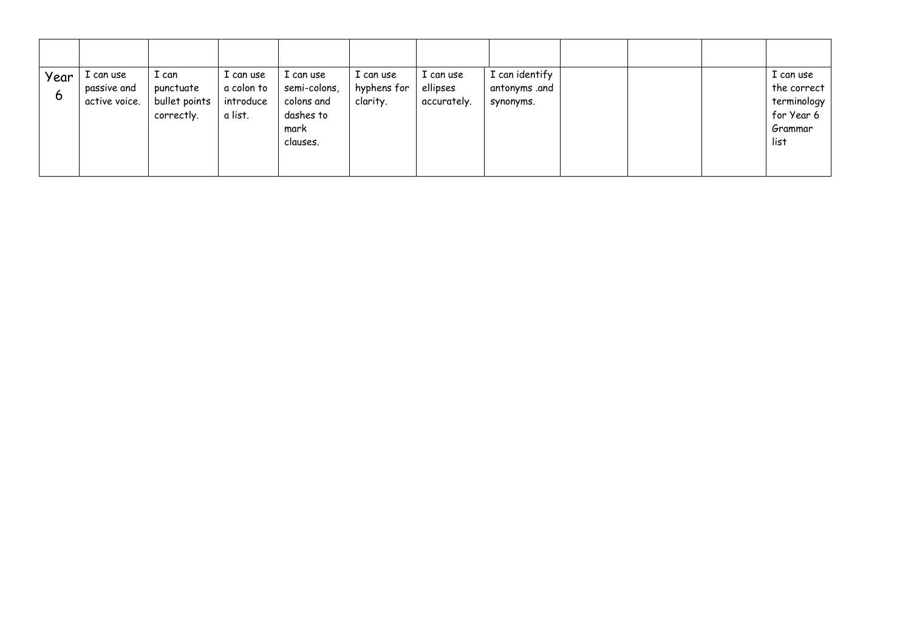| | | | | | | | | | | | |
|---|---|---|---|---|---|---|---|---|---|---|---|
| Year 6 | I can use passive and active voice. | I can punctuate bullet points correctly. | I can use a colon to introduce a list. | I can use semi-colons, colons and dashes to mark clauses. | I can use hyphens for clarity. | I can use ellipses accurately. | I can identify antonyms .and synonyms. | | | | I can use the correct terminology for Year 6 Grammar list |